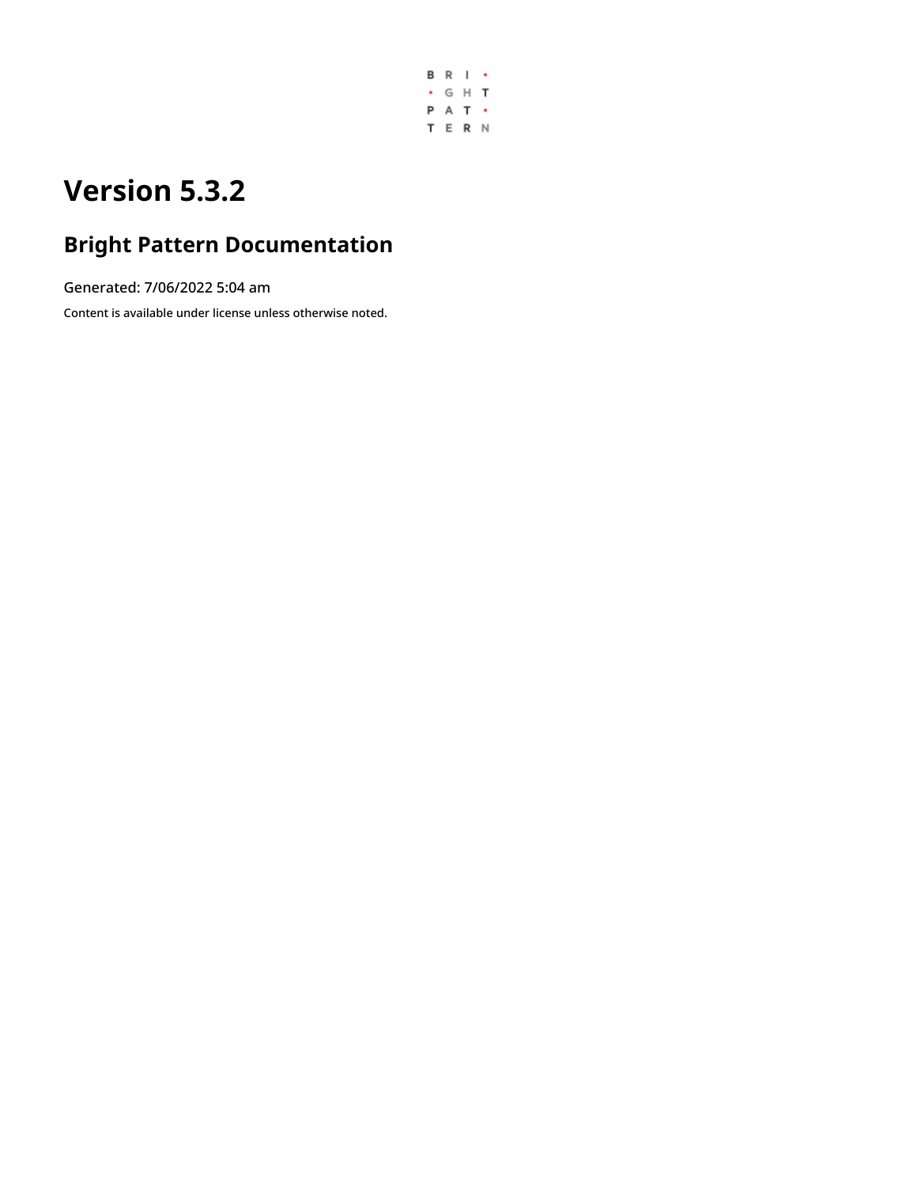# Version 5.3.2

## Bright Pattern Documentation

Generated: 7/06/2022 5:04 am

Content is available under license unless otherwise noted.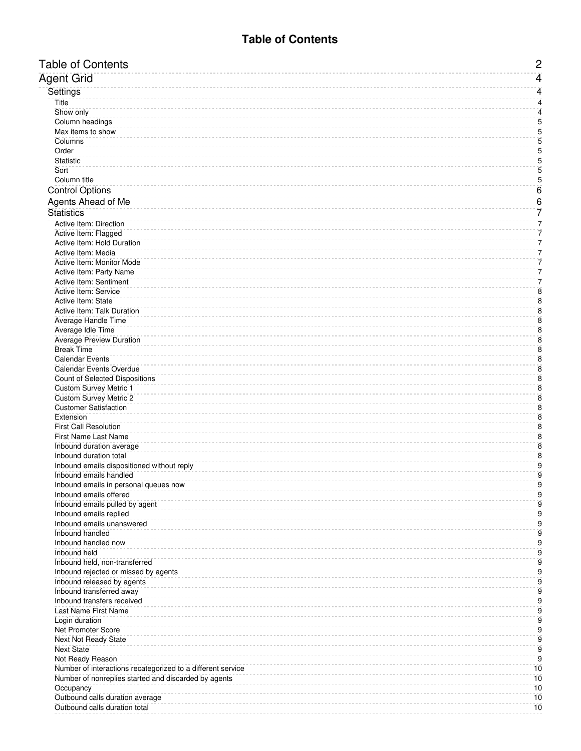# Table of Contents

- Table of Contents — 2
- Agent Grid — 4
  - Settings — 4
    - Title — 4
    - Show only — 4
    - Column headings — 5
    - Max items to show — 5
    - Columns — 5
    - Order — 5
    - Statistic — 5
    - Sort — 5
    - Column title — 5
  - Control Options — 6
  - Agents Ahead of Me — 6
  - Statistics — 7
    - Active Item: Direction — 7
    - Active Item: Flagged — 7
    - Active Item: Hold Duration — 7
    - Active Item: Media — 7
    - Active Item: Monitor Mode — 7
    - Active Item: Party Name — 7
    - Active Item: Sentiment — 7
    - Active Item: Service — 8
    - Active Item: State — 8
    - Active Item: Talk Duration — 8
    - Average Handle Time — 8
    - Average Idle Time — 8
    - Average Preview Duration — 8
    - Break Time — 8
    - Calendar Events — 8
    - Calendar Events Overdue — 8
    - Count of Selected Dispositions — 8
    - Custom Survey Metric 1 — 8
    - Custom Survey Metric 2 — 8
    - Customer Satisfaction — 8
    - Extension — 8
    - First Call Resolution — 8
    - First Name Last Name — 8
    - Inbound duration average — 8
    - Inbound duration total — 8
    - Inbound emails dispositioned without reply — 9
    - Inbound emails handled — 9
    - Inbound emails in personal queues now — 9
    - Inbound emails offered — 9
    - Inbound emails pulled by agent — 9
    - Inbound emails replied — 9
    - Inbound emails unanswered — 9
    - Inbound handled — 9
    - Inbound handled now — 9
    - Inbound held — 9
    - Inbound held, non-transferred — 9
    - Inbound rejected or missed by agents — 9
    - Inbound released by agents — 9
    - Inbound transferred away — 9
    - Inbound transfers received — 9
    - Last Name First Name — 9
    - Login duration — 9
    - Net Promoter Score — 9
    - Next Not Ready State — 9
    - Next State — 9
    - Not Ready Reason — 9
    - Number of interactions recategorized to a different service — 10
    - Number of nonreplies started and discarded by agents — 10
    - Occupancy — 10
    - Outbound calls duration average — 10
    - Outbound calls duration total — 10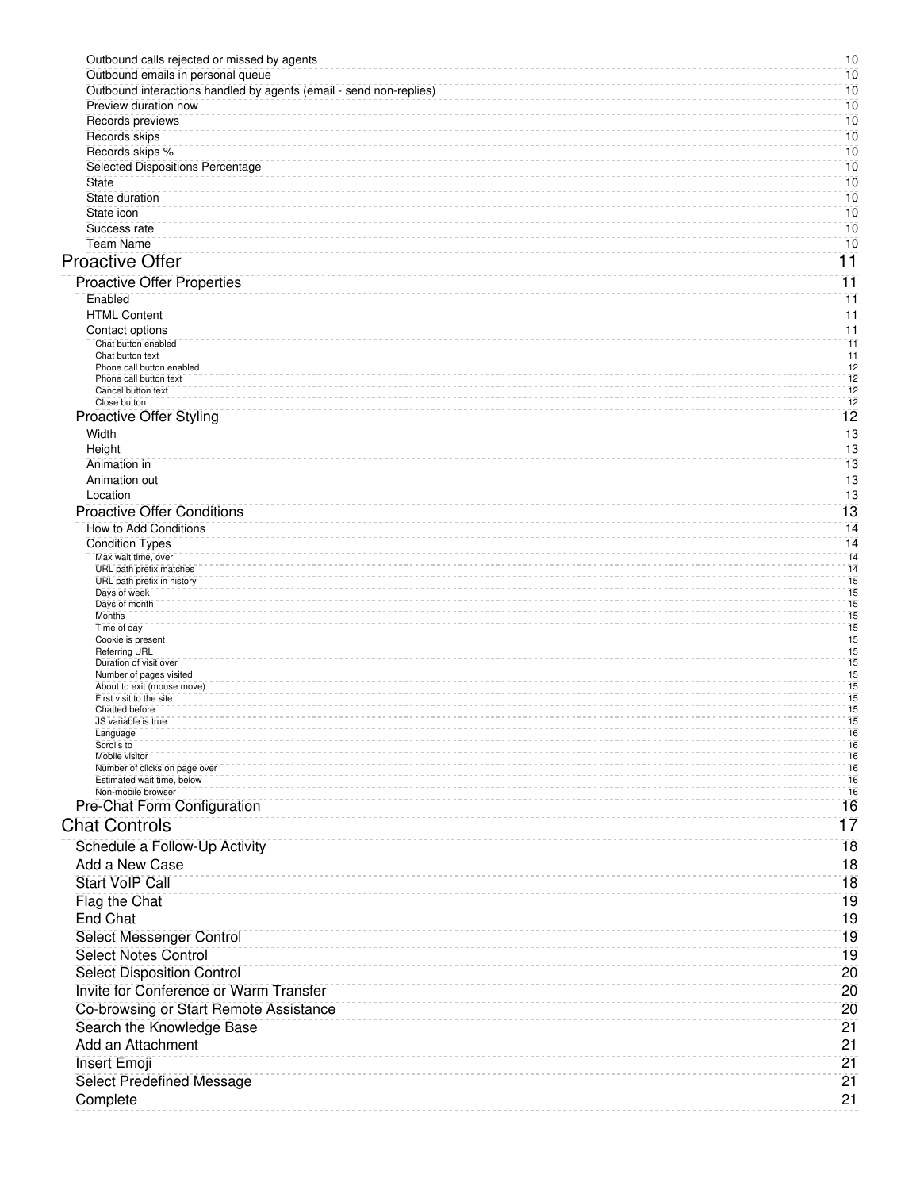- Outbound calls rejected or missed by agents 10
- Outbound emails in personal queue 10
- Outbound interactions handled by agents (email - send non-replies) 10
- Preview duration now 10
- Records previews 10
- Records skips 10
- Records skips % 10
- Selected Dispositions Percentage 10
- State 10
- State duration 10
- State icon 10
- Success rate 10
- Team Name 10

# Proactive Offer 11

- Proactive Offer Properties 11
  - Enabled 11
  - HTML Content 11
  - Contact options 11
    - Chat button enabled 11
    - Chat button text 11
    - Phone call button enabled 12
    - Phone call button text 12
    - Cancel button text 12
    - Close button 12
- Proactive Offer Styling 12
  - Width 13
  - Height 13
  - Animation in 13
  - Animation out 13
  - Location 13
- Proactive Offer Conditions 13
  - How to Add Conditions 14
  - Condition Types 14
    - Max wait time, over 14
    - URL path prefix matches 14
    - URL path prefix in history 15
    - Days of week 15
    - Days of month 15
    - Months 15
    - Time of day 15
    - Cookie is present 15
    - Referring URL 15
    - Duration of visit over 15
    - Number of pages visited 15
    - About to exit (mouse move) 15
    - First visit to the site 15
    - Chatted before 15
    - JS variable is true 15
    - Language 16
    - Scrolls to 16
    - Mobile visitor 16
    - Number of clicks on page over 16
    - Estimated wait time, below 16
    - Non-mobile browser 16
- Pre-Chat Form Configuration 16

# Chat Controls 17

- Schedule a Follow-Up Activity 18
- Add a New Case 18
- Start VoIP Call 18
- Flag the Chat 19
- End Chat 19
- Select Messenger Control 19
- Select Notes Control 19
- Select Disposition Control 20
- Invite for Conference or Warm Transfer 20
- Co-browsing or Start Remote Assistance 20
- Search the Knowledge Base 21
- Add an Attachment 21
- Insert Emoji 21
- Select Predefined Message 21
- Complete 21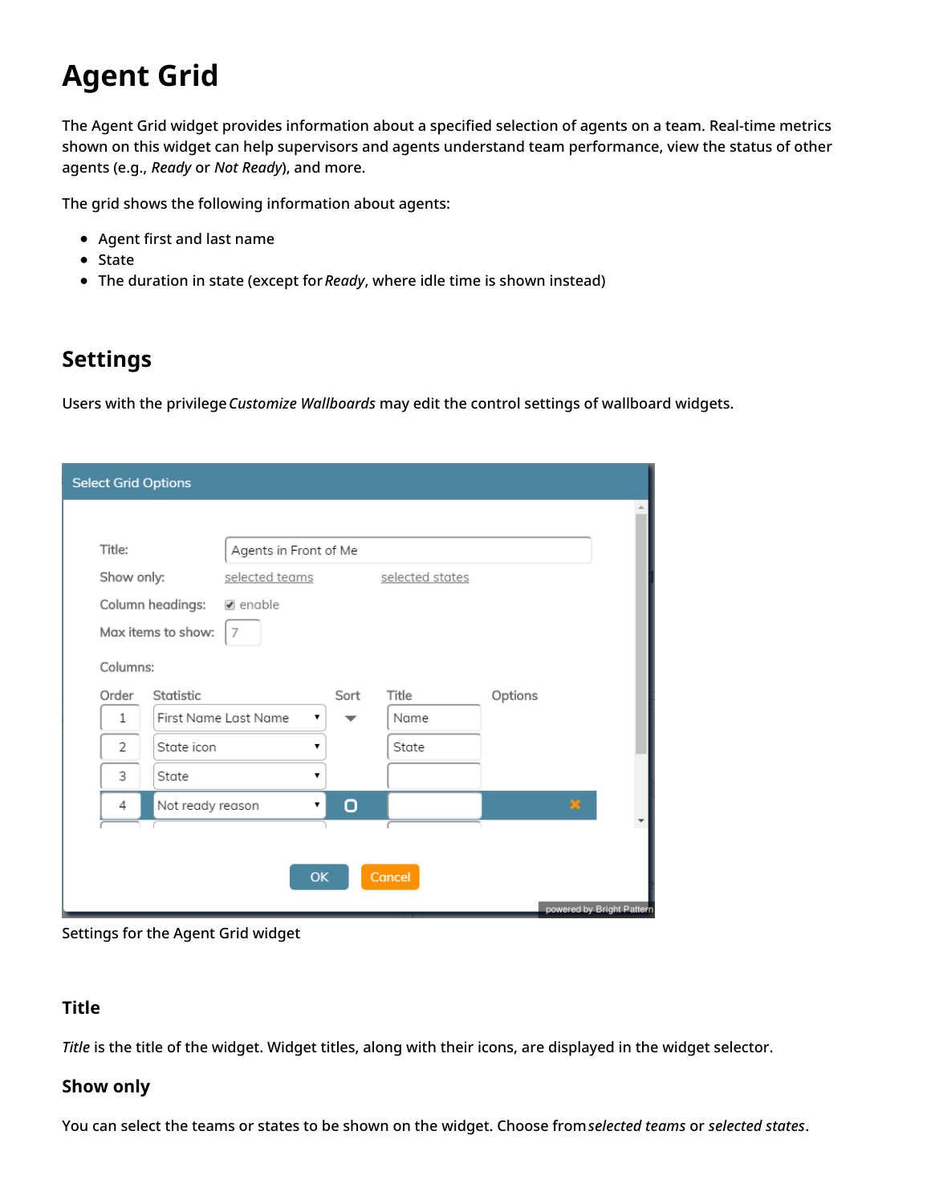# Agent Grid

The Agent Grid widget provides information about a specified selection of agents on a team. Real-time metrics shown on this widget can help supervisors and agents understand team performance, view the status of other agents (e.g., *Ready* or *Not Ready*), and more.

The grid shows the following information about agents:

- Agent first and last name
- State
- The duration in state (except for *Ready*, where idle time is shown instead)

## Settings

Users with the privilege *Customize Wallboards* may edit the control settings of wallboard widgets.

Settings for the Agent Grid widget

### Title

*Title* is the title of the widget. Widget titles, along with their icons, are displayed in the widget selector.

### Show only

You can select the teams or states to be shown on the widget. Choose from *selected teams* or *selected states*.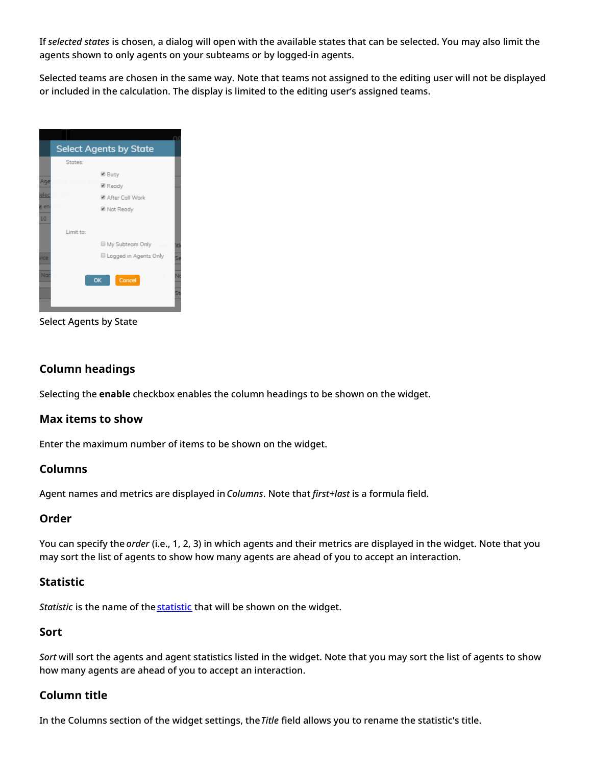If *selected states* is chosen, a dialog will open with the available states that can be selected. You may also limit the agents shown to only agents on your subteams or by logged-in agents.

Selected teams are chosen in the same way. Note that teams not assigned to the editing user will not be displayed or included in the calculation. The display is limited to the editing user's assigned teams.

Select Agents by State

## Column headings

Selecting the **enable** checkbox enables the column headings to be shown on the widget.

## Max items to show

Enter the maximum number of items to be shown on the widget.

## Columns

Agent names and metrics are displayed in *Columns*. Note that *first+last* is a formula field.

## Order

You can specify the *order* (i.e., 1, 2, 3) in which agents and their metrics are displayed in the widget. Note that you may sort the list of agents to show how many agents are ahead of you to accept an interaction.

## Statistic

*Statistic* is the name of the statistic that will be shown on the widget.

## Sort

*Sort* will sort the agents and agent statistics listed in the widget. Note that you may sort the list of agents to show how many agents are ahead of you to accept an interaction.

## Column title

In the Columns section of the widget settings, the *Title* field allows you to rename the statistic's title.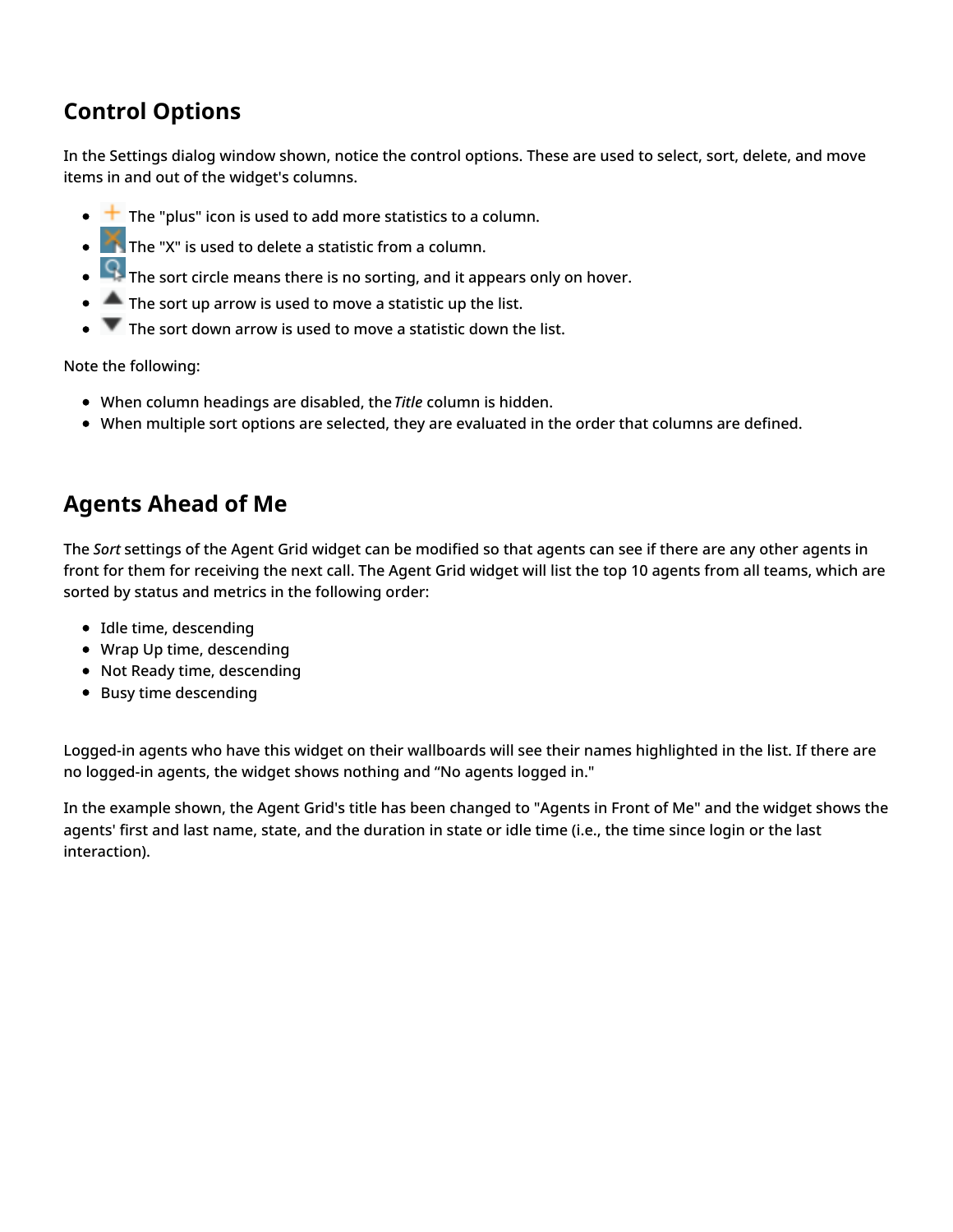## Control Options

In the Settings dialog window shown, notice the control options. These are used to select, sort, delete, and move items in and out of the widget's columns.

- The "plus" icon is used to add more statistics to a column.
- The "X" is used to delete a statistic from a column.
- The sort circle means there is no sorting, and it appears only on hover.
- The sort up arrow is used to move a statistic up the list.
- The sort down arrow is used to move a statistic down the list.

Note the following:

- When column headings are disabled, the *Title* column is hidden.
- When multiple sort options are selected, they are evaluated in the order that columns are defined.

## Agents Ahead of Me

The *Sort* settings of the Agent Grid widget can be modified so that agents can see if there are any other agents in front for them for receiving the next call. The Agent Grid widget will list the top 10 agents from all teams, which are sorted by status and metrics in the following order:

- Idle time, descending
- Wrap Up time, descending
- Not Ready time, descending
- Busy time descending

Logged-in agents who have this widget on their wallboards will see their names highlighted in the list. If there are no logged-in agents, the widget shows nothing and "No agents logged in."

In the example shown, the Agent Grid's title has been changed to "Agents in Front of Me" and the widget shows the agents' first and last name, state, and the duration in state or idle time (i.e., the time since login or the last interaction).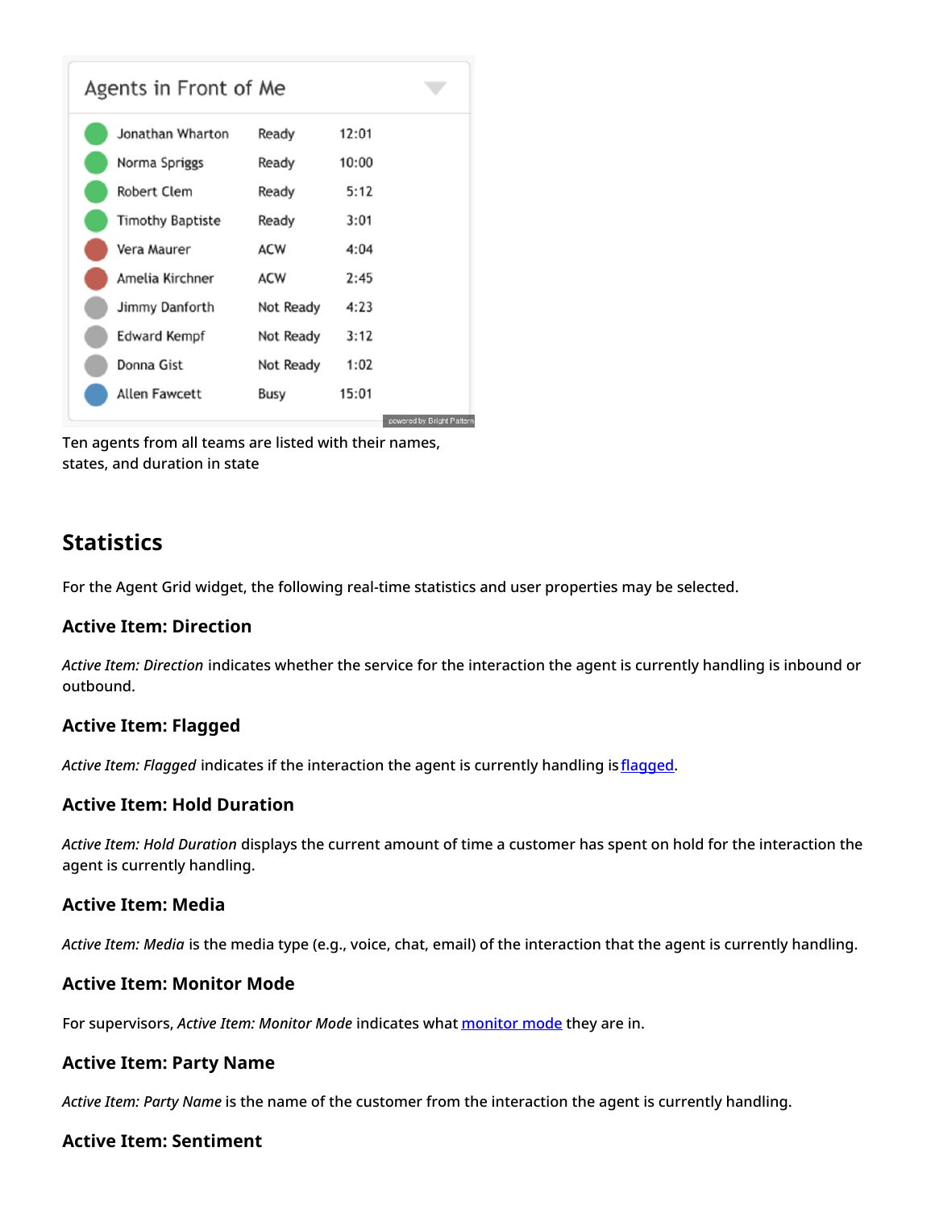**Agents in Front of Me**

| Name | State | Duration |
|---|---|---|
| Jonathan Wharton | Ready | 12:01 |
| Norma Spriggs | Ready | 10:00 |
| Robert Clem | Ready | 5:12 |
| Timothy Baptiste | Ready | 3:01 |
| Vera Maurer | ACW | 4:04 |
| Amelia Kirchner | ACW | 2:45 |
| Jimmy Danforth | Not Ready | 4:23 |
| Edward Kempf | Not Ready | 3:12 |
| Donna Gist | Not Ready | 1:02 |
| Allen Fawcett | Busy | 15:01 |

powered by Bright Pattern

Ten agents from all teams are listed with their names, states, and duration in state

## Statistics

For the Agent Grid widget, the following real-time statistics and user properties may be selected.

### Active Item: Direction

*Active Item: Direction* indicates whether the service for the interaction the agent is currently handling is inbound or outbound.

### Active Item: Flagged

*Active Item: Flagged* indicates if the interaction the agent is currently handling is flagged.

### Active Item: Hold Duration

*Active Item: Hold Duration* displays the current amount of time a customer has spent on hold for the interaction the agent is currently handling.

### Active Item: Media

*Active Item: Media* is the media type (e.g., voice, chat, email) of the interaction that the agent is currently handling.

### Active Item: Monitor Mode

For supervisors, *Active Item: Monitor Mode* indicates what monitor mode they are in.

### Active Item: Party Name

*Active Item: Party Name* is the name of the customer from the interaction the agent is currently handling.

### Active Item: Sentiment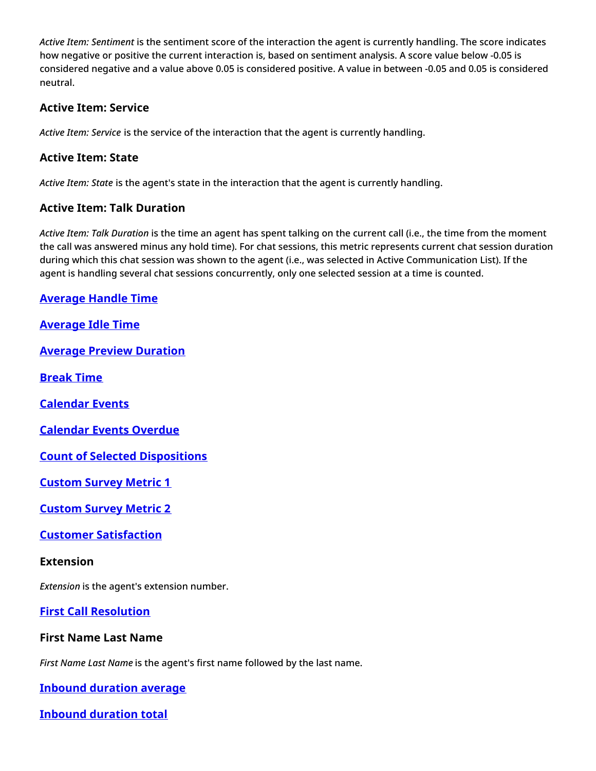*Active Item: Sentiment* is the sentiment score of the interaction the agent is currently handling. The score indicates how negative or positive the current interaction is, based on sentiment analysis. A score value below -0.05 is considered negative and a value above 0.05 is considered positive. A value in between -0.05 and 0.05 is considered neutral.

### Active Item: Service

*Active Item: Service* is the service of the interaction that the agent is currently handling.

### Active Item: State

*Active Item: State* is the agent's state in the interaction that the agent is currently handling.

### Active Item: Talk Duration

*Active Item: Talk Duration* is the time an agent has spent talking on the current call (i.e., the time from the moment the call was answered minus any hold time). For chat sessions, this metric represents current chat session duration during which this chat session was shown to the agent (i.e., was selected in Active Communication List). If the agent is handling several chat sessions concurrently, only one selected session at a time is counted.

### Average Handle Time

### Average Idle Time

### Average Preview Duration

### Break Time

### Calendar Events

### Calendar Events Overdue

### Count of Selected Dispositions

### Custom Survey Metric 1

### Custom Survey Metric 2

### Customer Satisfaction

### Extension

*Extension* is the agent's extension number.

### First Call Resolution

### First Name Last Name

*First Name Last Name* is the agent's first name followed by the last name.

### Inbound duration average

### Inbound duration total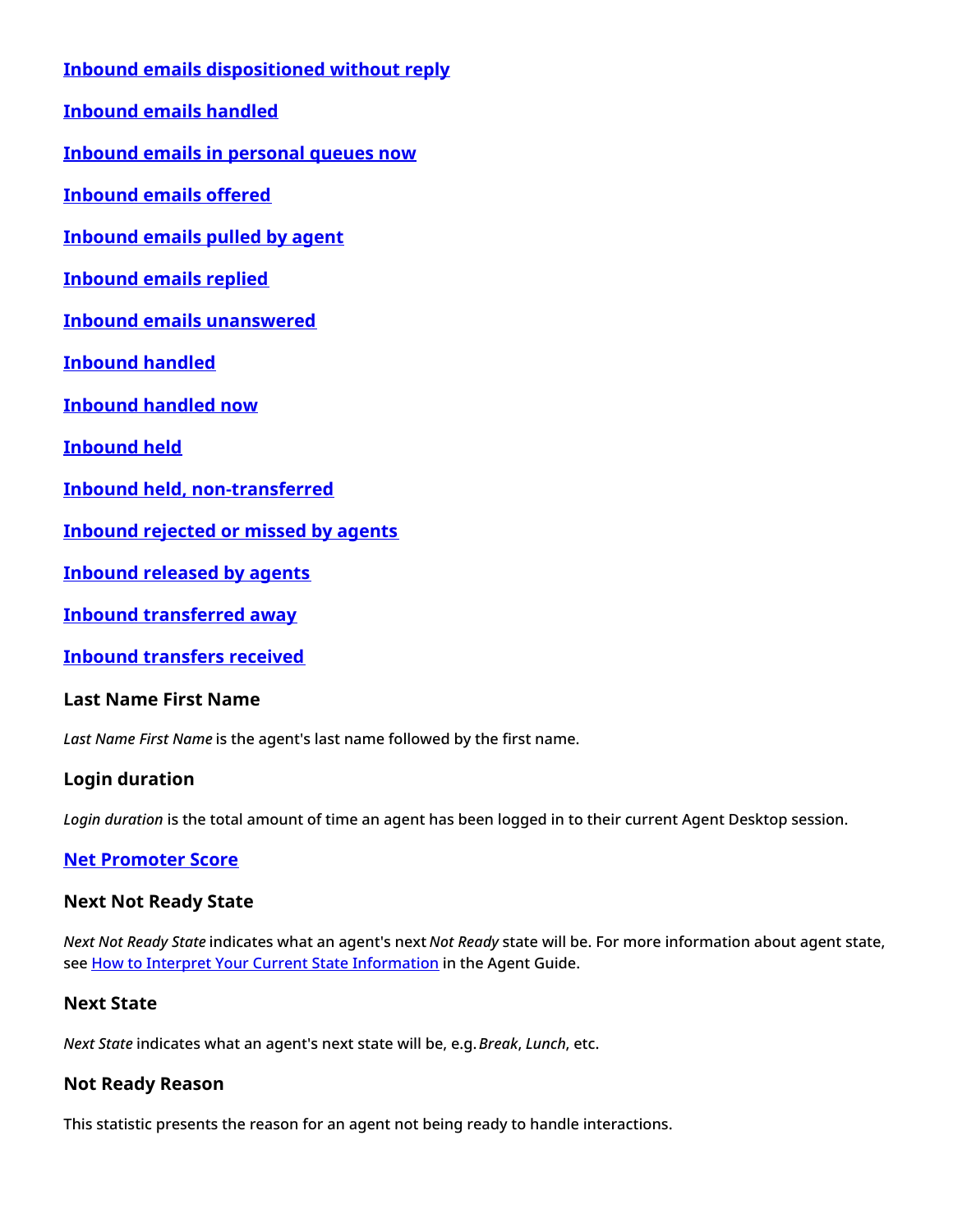### Inbound emails dispositioned without reply

### Inbound emails handled

### Inbound emails in personal queues now

### Inbound emails offered

### Inbound emails pulled by agent

### Inbound emails replied

### Inbound emails unanswered

### Inbound handled

### Inbound handled now

### Inbound held

### Inbound held, non-transferred

### Inbound rejected or missed by agents

### Inbound released by agents

### Inbound transferred away

### Inbound transfers received

### Last Name First Name

*Last Name First Name* is the agent's last name followed by the first name.

### Login duration

*Login duration* is the total amount of time an agent has been logged in to their current Agent Desktop session.

### Net Promoter Score

### Next Not Ready State

*Next Not Ready State* indicates what an agent's next *Not Ready* state will be. For more information about agent state, see How to Interpret Your Current State Information in the Agent Guide.

### Next State

*Next State* indicates what an agent's next state will be, e.g. *Break*, *Lunch*, etc.

### Not Ready Reason

This statistic presents the reason for an agent not being ready to handle interactions.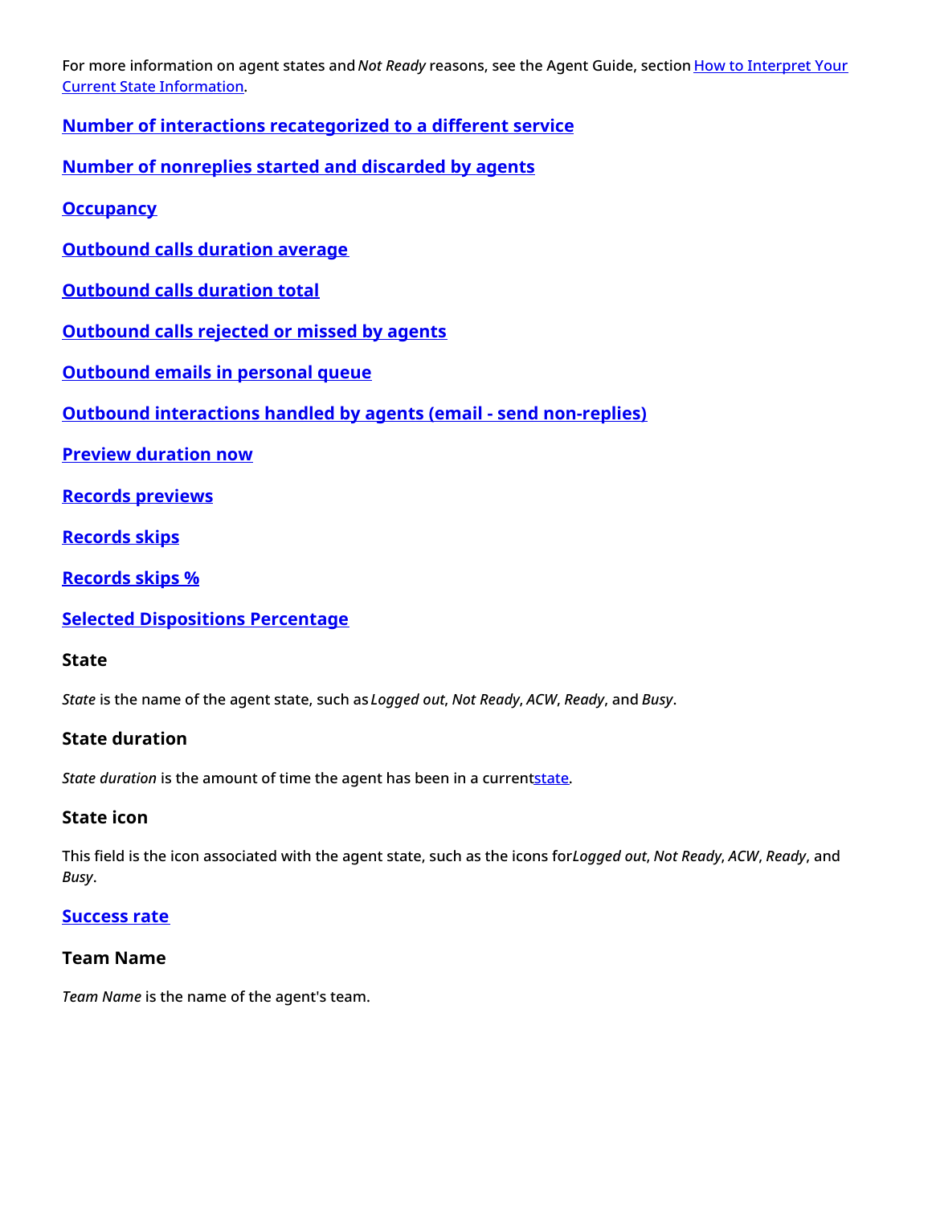For more information on agent states and *Not Ready* reasons, see the Agent Guide, section [How to Interpret Your Current State Information](#).

### [Number of interactions recategorized to a different service](#)

### [Number of nonreplies started and discarded by agents](#)

### [Occupancy](#)

### [Outbound calls duration average](#)

### [Outbound calls duration total](#)

### [Outbound calls rejected or missed by agents](#)

### [Outbound emails in personal queue](#)

### [Outbound interactions handled by agents (email - send non-replies)](#)

### [Preview duration now](#)

### [Records previews](#)

### [Records skips](#)

### [Records skips %](#)

### [Selected Dispositions Percentage](#)

### State

*State* is the name of the agent state, such as *Logged out*, *Not Ready*, *ACW*, *Ready*, and *Busy*.

### State duration

*State duration* is the amount of time the agent has been in a current [state](#).

### State icon

This field is the icon associated with the agent state, such as the icons for *Logged out*, *Not Ready*, *ACW*, *Ready*, and *Busy*.

### [Success rate](#)

### Team Name

*Team Name* is the name of the agent's team.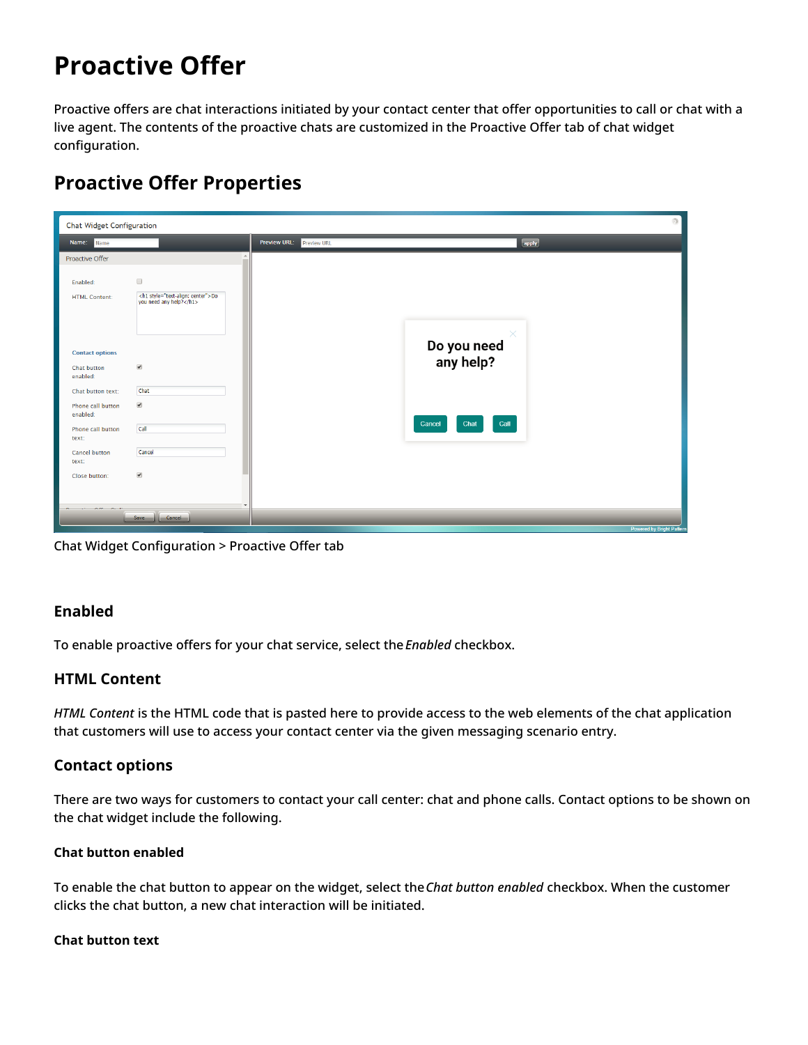# Proactive Offer

Proactive offers are chat interactions initiated by your contact center that offer opportunities to call or chat with a live agent. The contents of the proactive chats are customized in the Proactive Offer tab of chat widget configuration.

## Proactive Offer Properties

Chat Widget Configuration > Proactive Offer tab

### Enabled

To enable proactive offers for your chat service, select the *Enabled* checkbox.

### HTML Content

*HTML Content* is the HTML code that is pasted here to provide access to the web elements of the chat application that customers will use to access your contact center via the given messaging scenario entry.

### Contact options

There are two ways for customers to contact your call center: chat and phone calls. Contact options to be shown on the chat widget include the following.

#### Chat button enabled

To enable the chat button to appear on the widget, select the *Chat button enabled* checkbox. When the customer clicks the chat button, a new chat interaction will be initiated.

#### Chat button text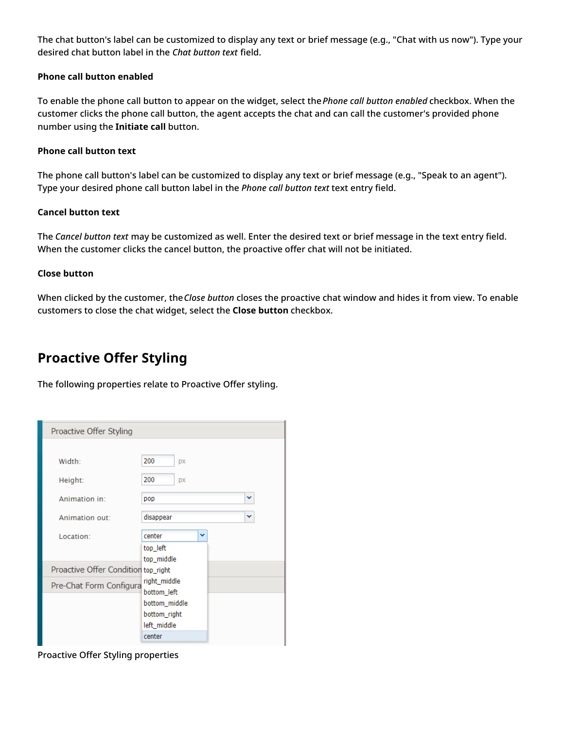The chat button's label can be customized to display any text or brief message (e.g., "Chat with us now"). Type your desired chat button label in the *Chat button text* field.

**Phone call button enabled**

To enable the phone call button to appear on the widget, select the *Phone call button enabled* checkbox. When the customer clicks the phone call button, the agent accepts the chat and can call the customer's provided phone number using the **Initiate call** button.

**Phone call button text**

The phone call button's label can be customized to display any text or brief message (e.g., "Speak to an agent"). Type your desired phone call button label in the *Phone call button text* text entry field.

**Cancel button text**

The *Cancel button text* may be customized as well. Enter the desired text or brief message in the text entry field. When the customer clicks the cancel button, the proactive offer chat will not be initiated.

**Close button**

When clicked by the customer, the *Close button* closes the proactive chat window and hides it from view. To enable customers to close the chat widget, select the **Close button** checkbox.

## Proactive Offer Styling

The following properties relate to Proactive Offer styling.

Proactive Offer Styling properties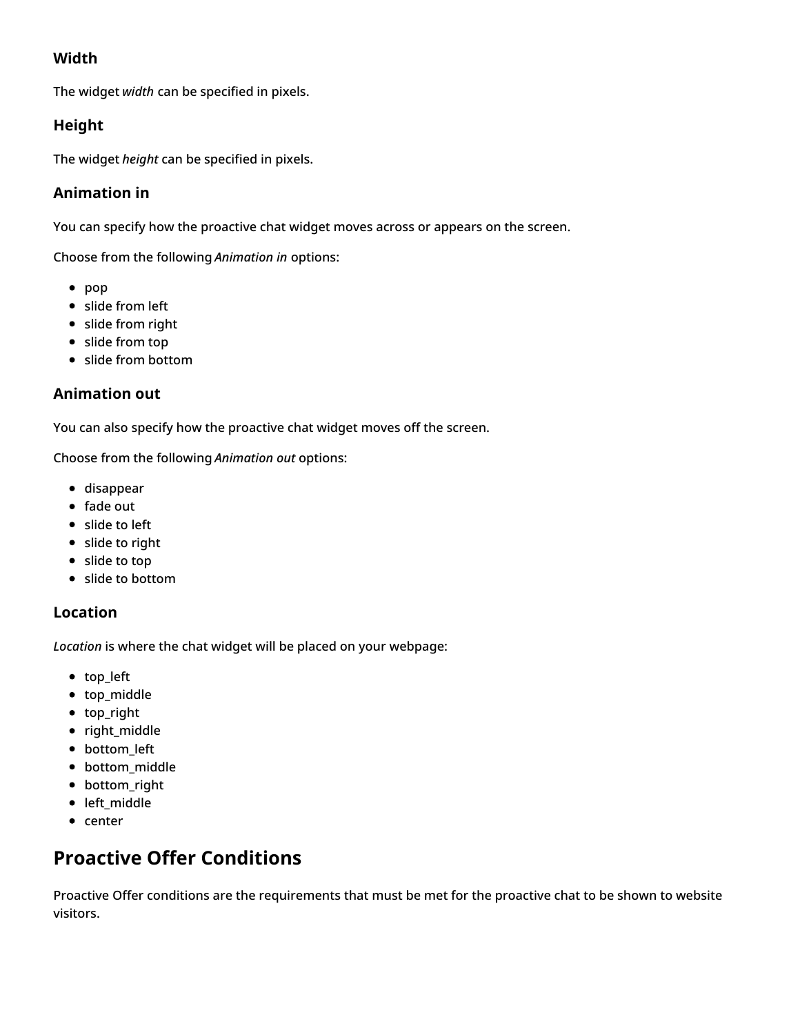### Width

The widget *width* can be specified in pixels.

### Height

The widget *height* can be specified in pixels.

### Animation in

You can specify how the proactive chat widget moves across or appears on the screen.

Choose from the following *Animation in* options:

- pop
- slide from left
- slide from right
- slide from top
- slide from bottom

### Animation out

You can also specify how the proactive chat widget moves off the screen.

Choose from the following *Animation out* options:

- disappear
- fade out
- slide to left
- slide to right
- slide to top
- slide to bottom

### Location

*Location* is where the chat widget will be placed on your webpage:

- top_left
- top_middle
- top_right
- right_middle
- bottom_left
- bottom_middle
- bottom_right
- left_middle
- center

## Proactive Offer Conditions

Proactive Offer conditions are the requirements that must be met for the proactive chat to be shown to website visitors.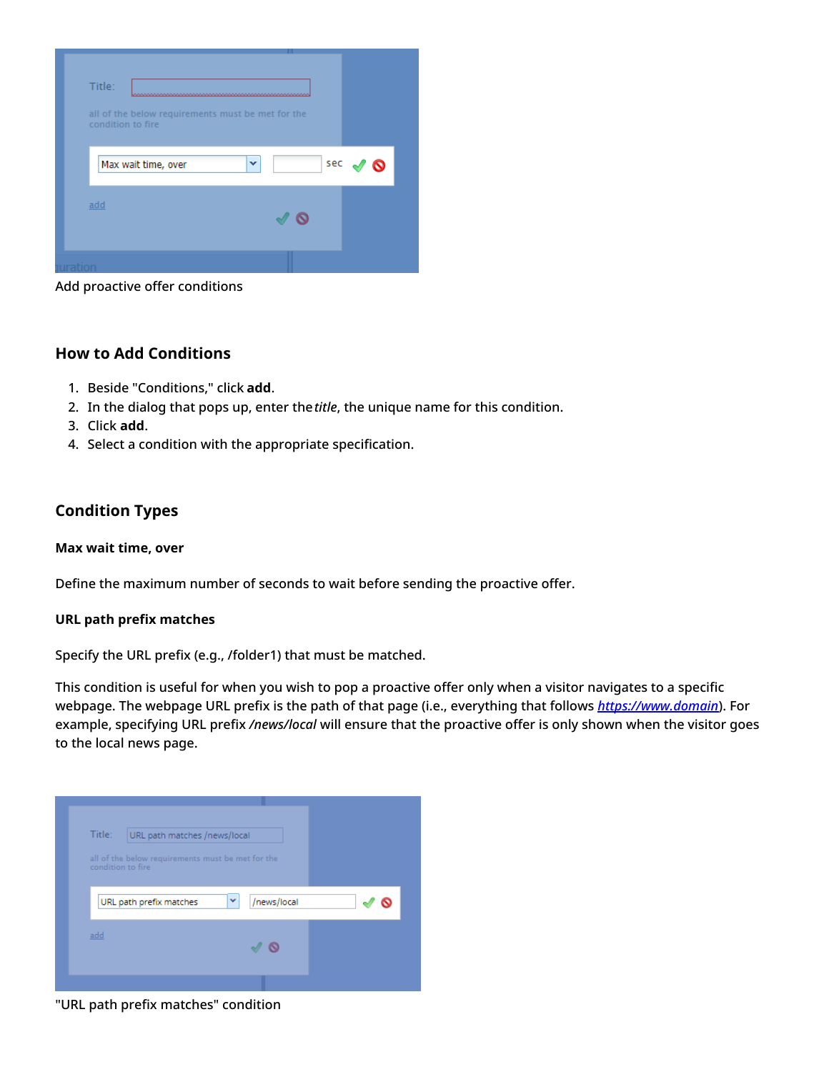Add proactive offer conditions

## How to Add Conditions

1. Beside "Conditions," click **add**.
2. In the dialog that pops up, enter the *title*, the unique name for this condition.
3. Click **add**.
4. Select a condition with the appropriate specification.

## Condition Types

### Max wait time, over

Define the maximum number of seconds to wait before sending the proactive offer.

### URL path prefix matches

Specify the URL prefix (e.g., /folder1) that must be matched.

This condition is useful for when you wish to pop a proactive offer only when a visitor navigates to a specific webpage. The webpage URL prefix is the path of that page (i.e., everything that follows *https://www.domain*). For example, specifying URL prefix */news/local* will ensure that the proactive offer is only shown when the visitor goes to the local news page.

"URL path prefix matches" condition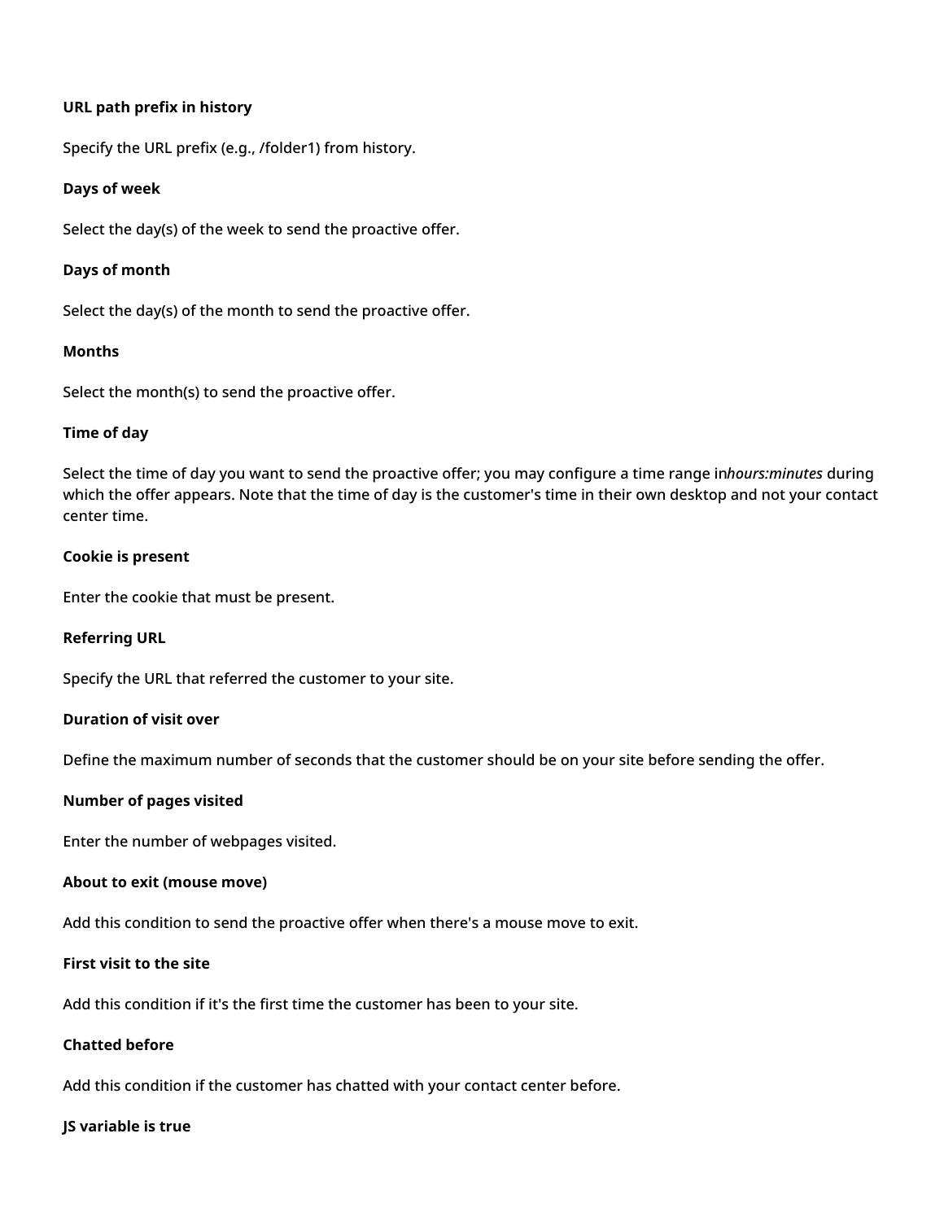**URL path prefix in history**

Specify the URL prefix (e.g., /folder1) from history.

**Days of week**

Select the day(s) of the week to send the proactive offer.

**Days of month**

Select the day(s) of the month to send the proactive offer.

**Months**

Select the month(s) to send the proactive offer.

**Time of day**

Select the time of day you want to send the proactive offer; you may configure a time range in*hours:minutes* during which the offer appears. Note that the time of day is the customer's time in their own desktop and not your contact center time.

**Cookie is present**

Enter the cookie that must be present.

**Referring URL**

Specify the URL that referred the customer to your site.

**Duration of visit over**

Define the maximum number of seconds that the customer should be on your site before sending the offer.

**Number of pages visited**

Enter the number of webpages visited.

**About to exit (mouse move)**

Add this condition to send the proactive offer when there's a mouse move to exit.

**First visit to the site**

Add this condition if it's the first time the customer has been to your site.

**Chatted before**

Add this condition if the customer has chatted with your contact center before.

**JS variable is true**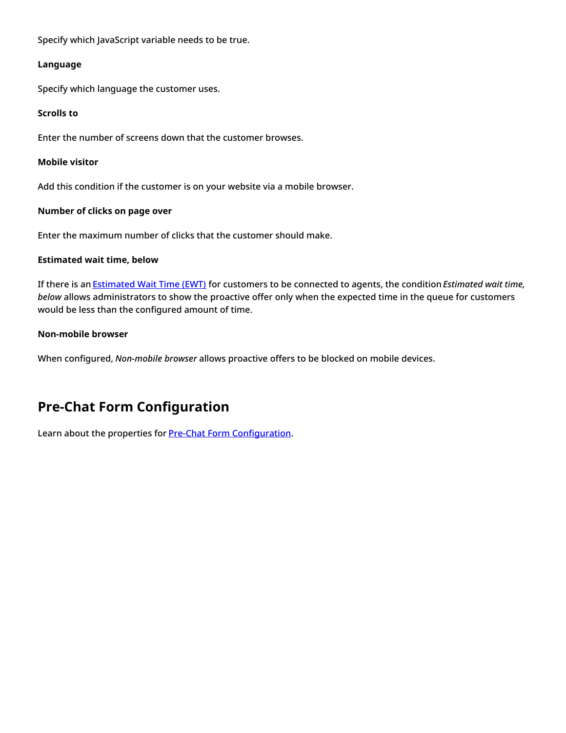Specify which JavaScript variable needs to be true.

**Language**

Specify which language the customer uses.

**Scrolls to**

Enter the number of screens down that the customer browses.

**Mobile visitor**

Add this condition if the customer is on your website via a mobile browser.

**Number of clicks on page over**

Enter the maximum number of clicks that the customer should make.

**Estimated wait time, below**

If there is an Estimated Wait Time (EWT) for customers to be connected to agents, the condition *Estimated wait time, below* allows administrators to show the proactive offer only when the expected time in the queue for customers would be less than the configured amount of time.

**Non-mobile browser**

When configured, *Non-mobile browser* allows proactive offers to be blocked on mobile devices.

## Pre-Chat Form Configuration

Learn about the properties for Pre-Chat Form Configuration.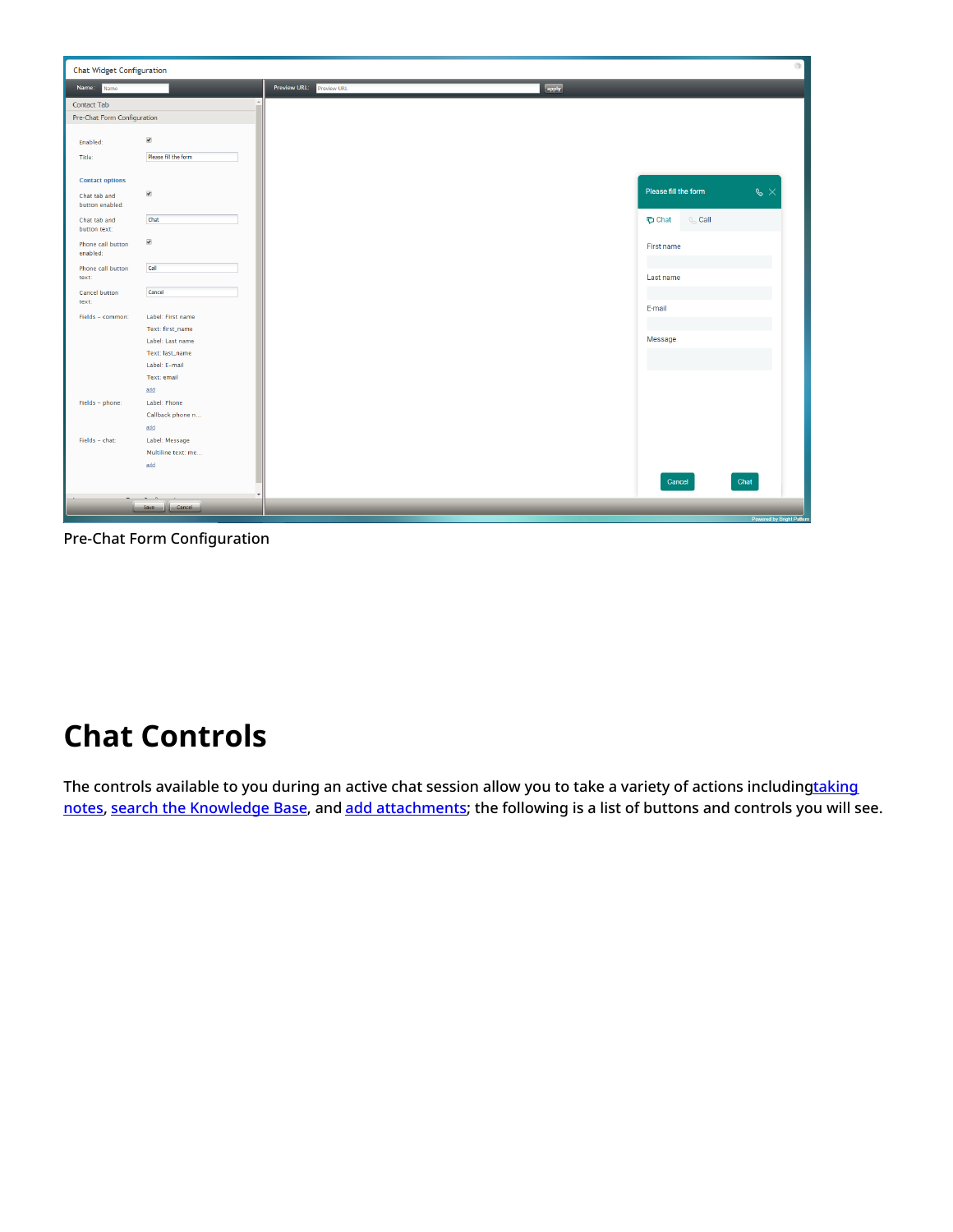Pre-Chat Form Configuration

# Chat Controls

The controls available to you during an active chat session allow you to take a variety of actions includingtaking notes, search the Knowledge Base, and add attachments; the following is a list of buttons and controls you will see.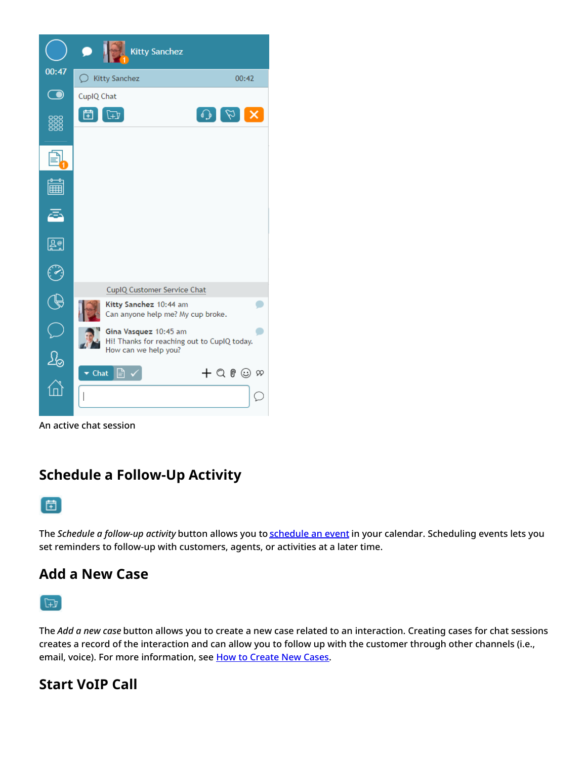An active chat session

## Schedule a Follow-Up Activity

The *Schedule a follow-up activity* button allows you to schedule an event in your calendar. Scheduling events lets you set reminders to follow-up with customers, agents, or activities at a later time.

## Add a New Case

The *Add a new case* button allows you to create a new case related to an interaction. Creating cases for chat sessions creates a record of the interaction and can allow you to follow up with the customer through other channels (i.e., email, voice). For more information, see How to Create New Cases.

## Start VoIP Call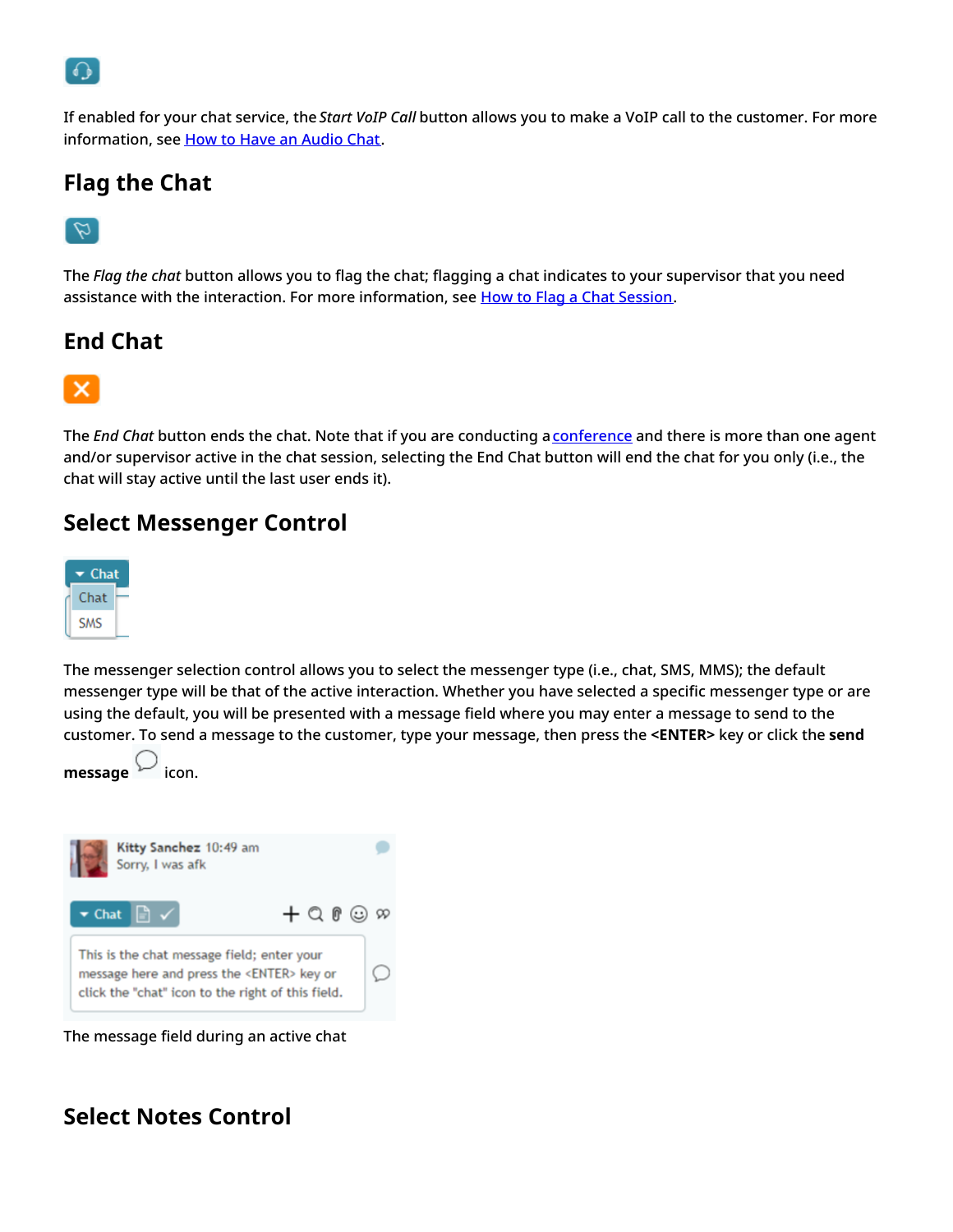If enabled for your chat service, the *Start VoIP Call* button allows you to make a VoIP call to the customer. For more information, see How to Have an Audio Chat.

## Flag the Chat

The *Flag the chat* button allows you to flag the chat; flagging a chat indicates to your supervisor that you need assistance with the interaction. For more information, see How to Flag a Chat Session.

## End Chat

The *End Chat* button ends the chat. Note that if you are conducting a conference and there is more than one agent and/or supervisor active in the chat session, selecting the End Chat button will end the chat for you only (i.e., the chat will stay active until the last user ends it).

## Select Messenger Control

The messenger selection control allows you to select the messenger type (i.e., chat, SMS, MMS); the default messenger type will be that of the active interaction. Whether you have selected a specific messenger type or are using the default, you will be presented with a message field where you may enter a message to send to the customer. To send a message to the customer, type your message, then press the **<ENTER>** key or click the **send message** icon.

The message field during an active chat

## Select Notes Control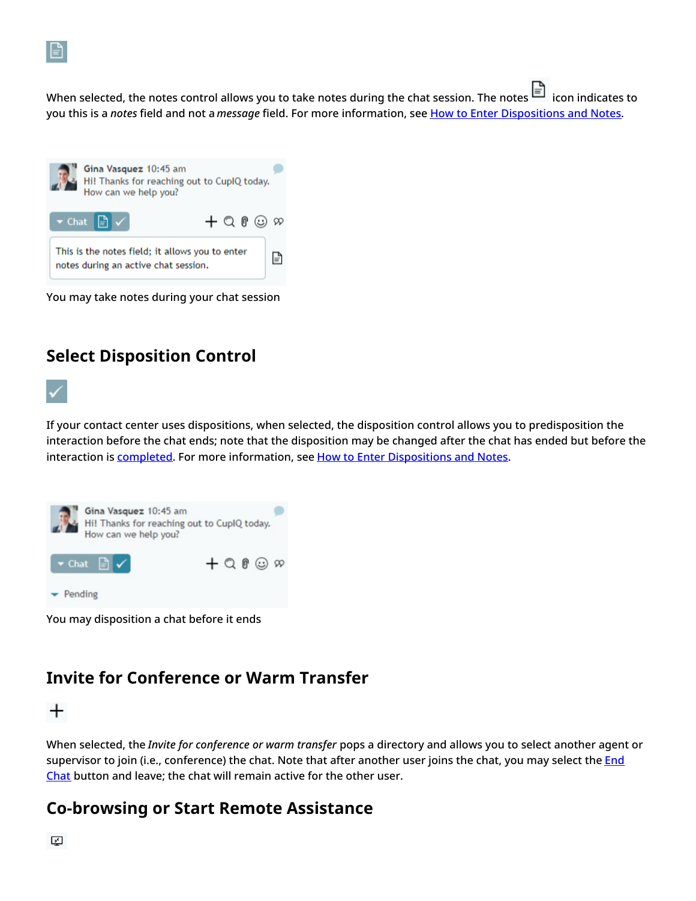When selected, the notes control allows you to take notes during the chat session. The notes icon indicates to you this is a *notes* field and not a *message* field. For more information, see [How to Enter Dispositions and Notes](#).

You may take notes during your chat session

## Select Disposition Control

If your contact center uses dispositions, when selected, the disposition control allows you to predisposition the interaction before the chat ends; note that the disposition may be changed after the chat has ended but before the interaction is [completed](#). For more information, see [How to Enter Dispositions and Notes](#).

You may disposition a chat before it ends

## Invite for Conference or Warm Transfer

When selected, the *Invite for conference or warm transfer* pops a directory and allows you to select another agent or supervisor to join (i.e., conference) the chat. Note that after another user joins the chat, you may select the [End Chat](#) button and leave; the chat will remain active for the other user.

## Co-browsing or Start Remote Assistance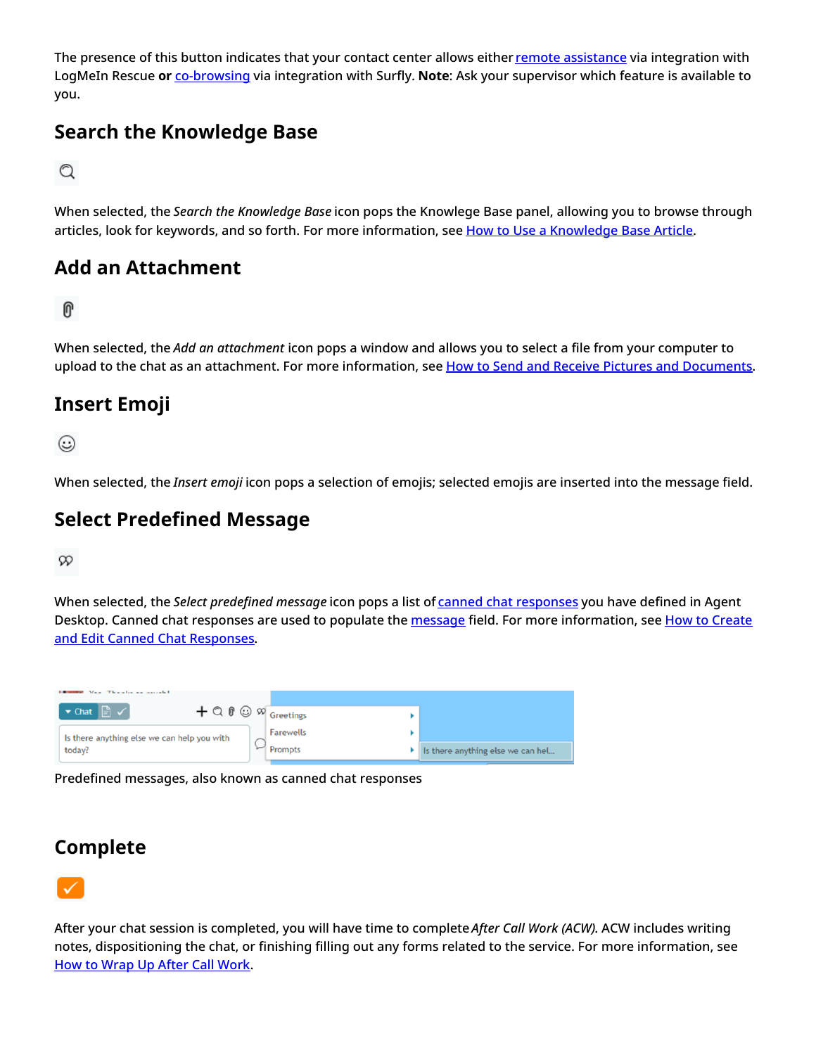The presence of this button indicates that your contact center allows either remote assistance via integration with LogMeIn Rescue **or** co-browsing via integration with Surfly. **Note**: Ask your supervisor which feature is available to you.

## Search the Knowledge Base

When selected, the *Search the Knowledge Base* icon pops the Knowlege Base panel, allowing you to browse through articles, look for keywords, and so forth. For more information, see How to Use a Knowledge Base Article.

## Add an Attachment

When selected, the *Add an attachment* icon pops a window and allows you to select a file from your computer to upload to the chat as an attachment. For more information, see How to Send and Receive Pictures and Documents.

## Insert Emoji

When selected, the *Insert emoji* icon pops a selection of emojis; selected emojis are inserted into the message field.

## Select Predefined Message

When selected, the *Select predefined message* icon pops a list of canned chat responses you have defined in Agent Desktop. Canned chat responses are used to populate the message field. For more information, see How to Create and Edit Canned Chat Responses.

Predefined messages, also known as canned chat responses

## Complete

After your chat session is completed, you will have time to complete *After Call Work (ACW)*. ACW includes writing notes, dispositioning the chat, or finishing filling out any forms related to the service. For more information, see How to Wrap Up After Call Work.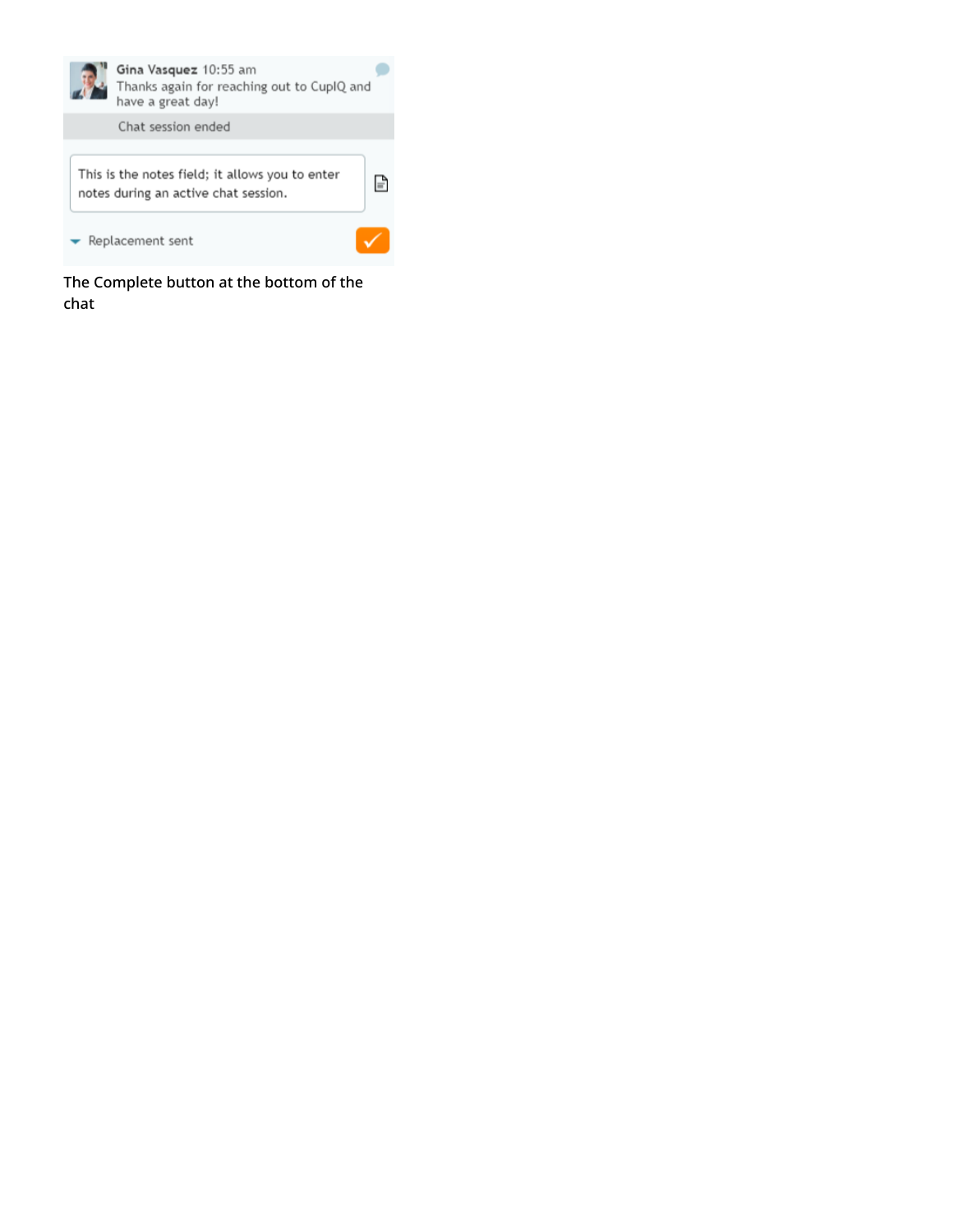Gina Vasquez 10:55 am

Thanks again for reaching out to CupIQ and have a great day!

Chat session ended

This is the notes field; it allows you to enter notes during an active chat session.

Replacement sent

The Complete button at the bottom of the chat